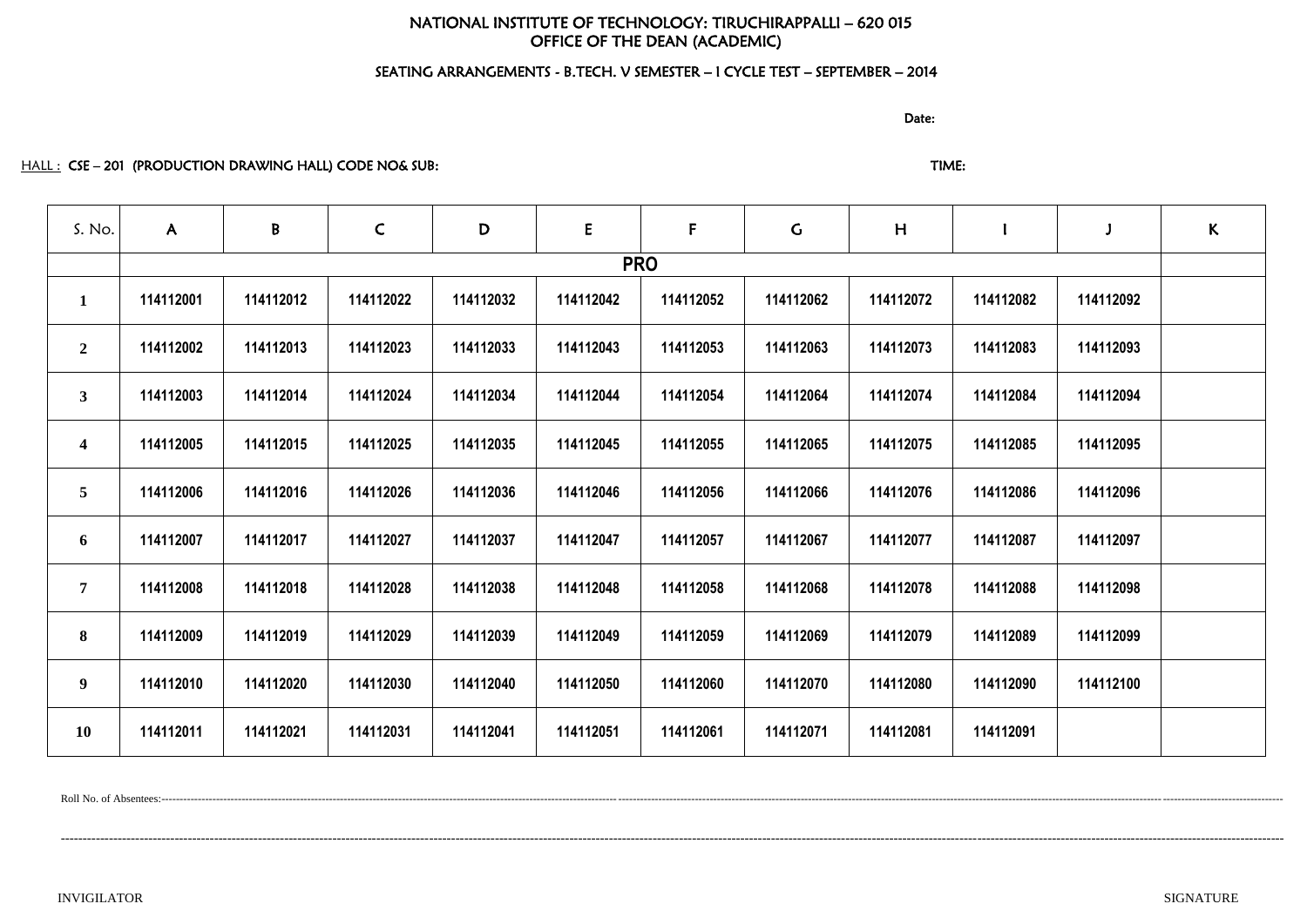NATIONAL INSTITUTE OF TECHNOLOGY: TIRUCHIRAPPALLI – 620 015
OFFICE OF THE DEAN (ACADEMIC)

SEATING ARRANGEMENTS - B.TECH. V SEMESTER – I CYCLE TEST – SEPTEMBER – 2014

Date:

HALL : CSE – 201 (PRODUCTION DRAWING HALL) CODE NO& SUB: TIME:

| S. No. | A | B | C | D | E | F | G | H | I | J | K |
|---|---|---|---|---|---|---|---|---|---|---|---|
| | PRO | | | | | | | | | | |
| 1 | 114112001 | 114112012 | 114112022 | 114112032 | 114112042 | 114112052 | 114112062 | 114112072 | 114112082 | 114112092 | |
| 2 | 114112002 | 114112013 | 114112023 | 114112033 | 114112043 | 114112053 | 114112063 | 114112073 | 114112083 | 114112093 | |
| 3 | 114112003 | 114112014 | 114112024 | 114112034 | 114112044 | 114112054 | 114112064 | 114112074 | 114112084 | 114112094 | |
| 4 | 114112005 | 114112015 | 114112025 | 114112035 | 114112045 | 114112055 | 114112065 | 114112075 | 114112085 | 114112095 | |
| 5 | 114112006 | 114112016 | 114112026 | 114112036 | 114112046 | 114112056 | 114112066 | 114112076 | 114112086 | 114112096 | |
| 6 | 114112007 | 114112017 | 114112027 | 114112037 | 114112047 | 114112057 | 114112067 | 114112077 | 114112087 | 114112097 | |
| 7 | 114112008 | 114112018 | 114112028 | 114112038 | 114112048 | 114112058 | 114112068 | 114112078 | 114112088 | 114112098 | |
| 8 | 114112009 | 114112019 | 114112029 | 114112039 | 114112049 | 114112059 | 114112069 | 114112079 | 114112089 | 114112099 | |
| 9 | 114112010 | 114112020 | 114112030 | 114112040 | 114112050 | 114112060 | 114112070 | 114112080 | 114112090 | 114112100 | |
| 10 | 114112011 | 114112021 | 114112031 | 114112041 | 114112051 | 114112061 | 114112071 | 114112081 | 114112091 | | |

Roll No. of Absentees:------------------------------------------------------------------------------------------------------------------------------------------------------------------------------------------------

------------------------------------------------------------------------------------------------------------------------------------------------------------------------------------------------

INVIGILATOR SIGNATURE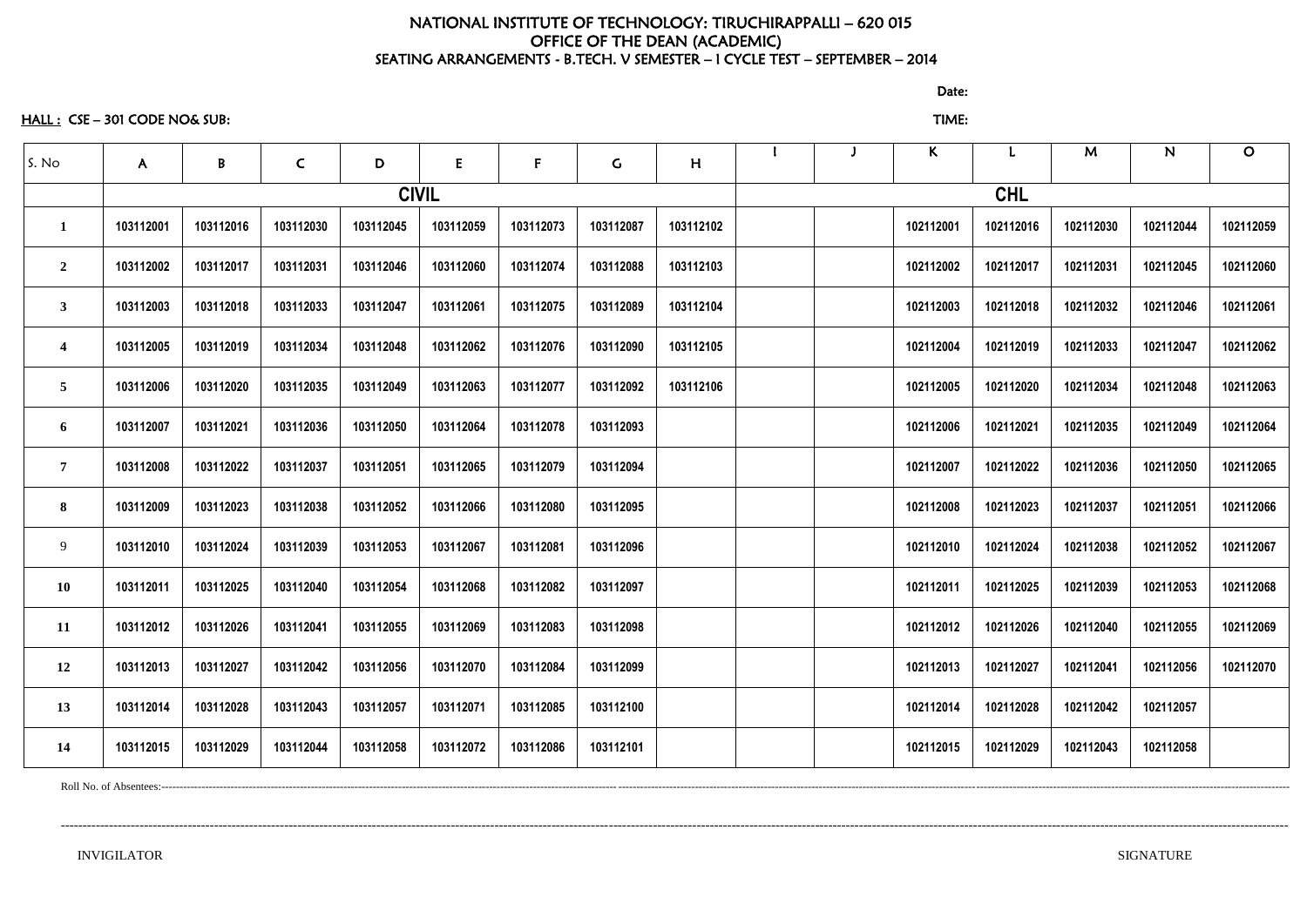# NATIONAL INSTITUTE OF TECHNOLOGY: TIRUCHIRAPPALLI – 620 015
## OFFICE OF THE DEAN (ACADEMIC)
### SEATING ARRANGEMENTS - B.TECH. V SEMESTER – I CYCLE TEST – SEPTEMBER – 2014

Date:

HALL : CSE – 301 CODE NO& SUB: TIME:

| S. No | A | B | C | D | E | F | G | H | I | J | K | L | M | N | O |
|---|---|---|---|---|---|---|---|---|---|---|---|---|---|---|---|
| | CIVIL | | | | | | | | | | CHL | | | | |
| 1 | 103112001 | 103112016 | 103112030 | 103112045 | 103112059 | 103112073 | 103112087 | 103112102 | | | 102112001 | 102112016 | 102112030 | 102112044 | 102112059 |
| 2 | 103112002 | 103112017 | 103112031 | 103112046 | 103112060 | 103112074 | 103112088 | 103112103 | | | 102112002 | 102112017 | 102112031 | 102112045 | 102112060 |
| 3 | 103112003 | 103112018 | 103112033 | 103112047 | 103112061 | 103112075 | 103112089 | 103112104 | | | 102112003 | 102112018 | 102112032 | 102112046 | 102112061 |
| 4 | 103112005 | 103112019 | 103112034 | 103112048 | 103112062 | 103112076 | 103112090 | 103112105 | | | 102112004 | 102112019 | 102112033 | 102112047 | 102112062 |
| 5 | 103112006 | 103112020 | 103112035 | 103112049 | 103112063 | 103112077 | 103112092 | 103112106 | | | 102112005 | 102112020 | 102112034 | 102112048 | 102112063 |
| 6 | 103112007 | 103112021 | 103112036 | 103112050 | 103112064 | 103112078 | 103112093 | | | | 102112006 | 102112021 | 102112035 | 102112049 | 102112064 |
| 7 | 103112008 | 103112022 | 103112037 | 103112051 | 103112065 | 103112079 | 103112094 | | | | 102112007 | 102112022 | 102112036 | 102112050 | 102112065 |
| 8 | 103112009 | 103112023 | 103112038 | 103112052 | 103112066 | 103112080 | 103112095 | | | | 102112008 | 102112023 | 102112037 | 102112051 | 102112066 |
| 9 | 103112010 | 103112024 | 103112039 | 103112053 | 103112067 | 103112081 | 103112096 | | | | 102112010 | 102112024 | 102112038 | 102112052 | 102112067 |
| 10 | 103112011 | 103112025 | 103112040 | 103112054 | 103112068 | 103112082 | 103112097 | | | | 102112011 | 102112025 | 102112039 | 102112053 | 102112068 |
| 11 | 103112012 | 103112026 | 103112041 | 103112055 | 103112069 | 103112083 | 103112098 | | | | 102112012 | 102112026 | 102112040 | 102112055 | 102112069 |
| 12 | 103112013 | 103112027 | 103112042 | 103112056 | 103112070 | 103112084 | 103112099 | | | | 102112013 | 102112027 | 102112041 | 102112056 | 102112070 |
| 13 | 103112014 | 103112028 | 103112043 | 103112057 | 103112071 | 103112085 | 103112100 | | | | 102112014 | 102112028 | 102112042 | 102112057 | |
| 14 | 103112015 | 103112029 | 103112044 | 103112058 | 103112072 | 103112086 | 103112101 | | | | 102112015 | 102112029 | 102112043 | 102112058 | |

Roll No. of Absentees:----------------------------------------------------------------------------------------------------

----------------------------------------------------------------------------------------------------

INVIGILATOR SIGNATURE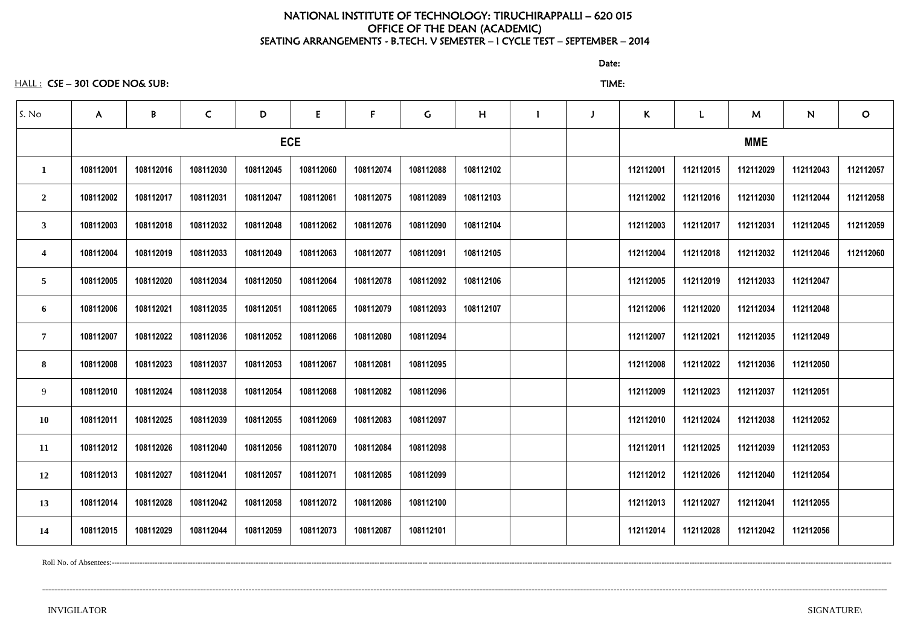# NATIONAL INSTITUTE OF TECHNOLOGY: TIRUCHIRAPPALLI – 620 015
## OFFICE OF THE DEAN (ACADEMIC)
### SEATING ARRANGEMENTS - B.TECH. V SEMESTER – I CYCLE TEST – SEPTEMBER – 2014

Date:

HALL : CSE – 301 CODE NO& SUB: TIME:

| S. No | A | B | C | D | E | F | G | H | I | J | K | L | M | N | O |
|---|---|---|---|---|---|---|---|---|---|---|---|---|---|---|---|
| | ECE | | | | | | | | | | MME | | | | |
| 1 | 108112001 | 108112016 | 108112030 | 108112045 | 108112060 | 108112074 | 108112088 | 108112102 | | | 112112001 | 112112015 | 112112029 | 112112043 | 112112057 |
| 2 | 108112002 | 108112017 | 108112031 | 108112047 | 108112061 | 108112075 | 108112089 | 108112103 | | | 112112002 | 112112016 | 112112030 | 112112044 | 112112058 |
| 3 | 108112003 | 108112018 | 108112032 | 108112048 | 108112062 | 108112076 | 108112090 | 108112104 | | | 112112003 | 112112017 | 112112031 | 112112045 | 112112059 |
| 4 | 108112004 | 108112019 | 108112033 | 108112049 | 108112063 | 108112077 | 108112091 | 108112105 | | | 112112004 | 112112018 | 112112032 | 112112046 | 112112060 |
| 5 | 108112005 | 108112020 | 108112034 | 108112050 | 108112064 | 108112078 | 108112092 | 108112106 | | | 112112005 | 112112019 | 112112033 | 112112047 | |
| 6 | 108112006 | 108112021 | 108112035 | 108112051 | 108112065 | 108112079 | 108112093 | 108112107 | | | 112112006 | 112112020 | 112112034 | 112112048 | |
| 7 | 108112007 | 108112022 | 108112036 | 108112052 | 108112066 | 108112080 | 108112094 | | | | 112112007 | 112112021 | 112112035 | 112112049 | |
| 8 | 108112008 | 108112023 | 108112037 | 108112053 | 108112067 | 108112081 | 108112095 | | | | 112112008 | 112112022 | 112112036 | 112112050 | |
| 9 | 108112010 | 108112024 | 108112038 | 108112054 | 108112068 | 108112082 | 108112096 | | | | 112112009 | 112112023 | 112112037 | 112112051 | |
| 10 | 108112011 | 108112025 | 108112039 | 108112055 | 108112069 | 108112083 | 108112097 | | | | 112112010 | 112112024 | 112112038 | 112112052 | |
| 11 | 108112012 | 108112026 | 108112040 | 108112056 | 108112070 | 108112084 | 108112098 | | | | 112112011 | 112112025 | 112112039 | 112112053 | |
| 12 | 108112013 | 108112027 | 108112041 | 108112057 | 108112071 | 108112085 | 108112099 | | | | 112112012 | 112112026 | 112112040 | 112112054 | |
| 13 | 108112014 | 108112028 | 108112042 | 108112058 | 108112072 | 108112086 | 108112100 | | | | 112112013 | 112112027 | 112112041 | 112112055 | |
| 14 | 108112015 | 108112029 | 108112044 | 108112059 | 108112073 | 108112087 | 108112101 | | | | 112112014 | 112112028 | 112112042 | 112112056 | |

Roll No. of Absentees:---------------------------------------------------------------------------------------------------------------------------

---------------------------------------------------------------------------------------------------------------------------

INVIGILATOR SIGNATURE\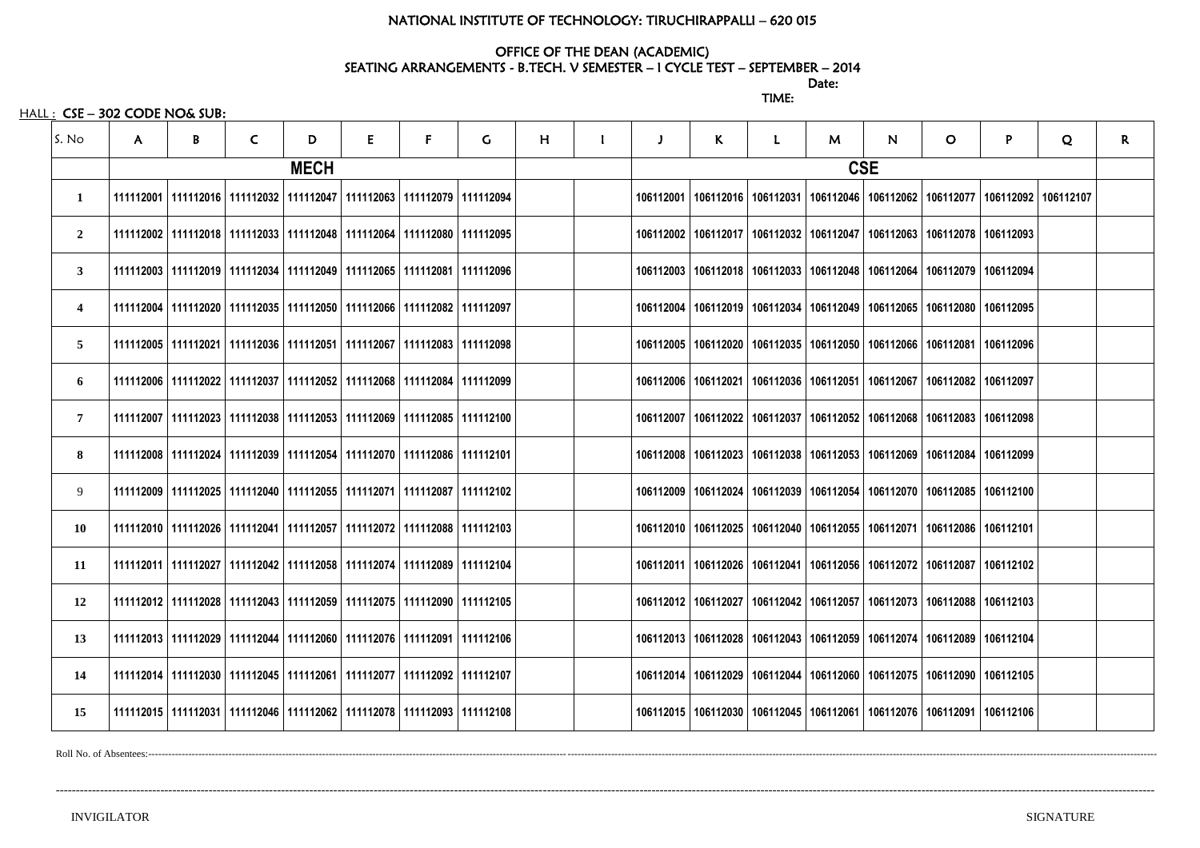NATIONAL INSTITUTE OF TECHNOLOGY: TIRUCHIRAPPALLI – 620 015

OFFICE OF THE DEAN (ACADEMIC)
SEATING ARRANGEMENTS - B.TECH. V SEMESTER – I CYCLE TEST – SEPTEMBER – 2014

Date:

TIME:

HALL : CSE – 302 CODE NO& SUB:

| S. No | A | B | C | D | E | F | G | H | I | J | K | L | M | N | O | P | Q | R |
|---|---|---|---|---|---|---|---|---|---|---|---|---|---|---|---|---|---|---|
| | MECH | | | | | | | | | CSE | | | | | | | | |
| 1 | 111112001 | 111112016 | 111112032 | 111112047 | 111112063 | 111112079 | 111112094 | | | 106112001 | 106112016 | 106112031 | 106112046 | 106112062 | 106112077 | 106112092 | 106112107 | |
| 2 | 111112002 | 111112018 | 111112033 | 111112048 | 111112064 | 111112080 | 111112095 | | | 106112002 | 106112017 | 106112032 | 106112047 | 106112063 | 106112078 | 106112093 | | |
| 3 | 111112003 | 111112019 | 111112034 | 111112049 | 111112065 | 111112081 | 111112096 | | | 106112003 | 106112018 | 106112033 | 106112048 | 106112064 | 106112079 | 106112094 | | |
| 4 | 111112004 | 111112020 | 111112035 | 111112050 | 111112066 | 111112082 | 111112097 | | | 106112004 | 106112019 | 106112034 | 106112049 | 106112065 | 106112080 | 106112095 | | |
| 5 | 111112005 | 111112021 | 111112036 | 111112051 | 111112067 | 111112083 | 111112098 | | | 106112005 | 106112020 | 106112035 | 106112050 | 106112066 | 106112081 | 106112096 | | |
| 6 | 111112006 | 111112022 | 111112037 | 111112052 | 111112068 | 111112084 | 111112099 | | | 106112006 | 106112021 | 106112036 | 106112051 | 106112067 | 106112082 | 106112097 | | |
| 7 | 111112007 | 111112023 | 111112038 | 111112053 | 111112069 | 111112085 | 111112100 | | | 106112007 | 106112022 | 106112037 | 106112052 | 106112068 | 106112083 | 106112098 | | |
| 8 | 111112008 | 111112024 | 111112039 | 111112054 | 111112070 | 111112086 | 111112101 | | | 106112008 | 106112023 | 106112038 | 106112053 | 106112069 | 106112084 | 106112099 | | |
| 9 | 111112009 | 111112025 | 111112040 | 111112055 | 111112071 | 111112087 | 111112102 | | | 106112009 | 106112024 | 106112039 | 106112054 | 106112070 | 106112085 | 106112100 | | |
| 10 | 111112010 | 111112026 | 111112041 | 111112057 | 111112072 | 111112088 | 111112103 | | | 106112010 | 106112025 | 106112040 | 106112055 | 106112071 | 106112086 | 106112101 | | |
| 11 | 111112011 | 111112027 | 111112042 | 111112058 | 111112074 | 111112089 | 111112104 | | | 106112011 | 106112026 | 106112041 | 106112056 | 106112072 | 106112087 | 106112102 | | |
| 12 | 111112012 | 111112028 | 111112043 | 111112059 | 111112075 | 111112090 | 111112105 | | | 106112012 | 106112027 | 106112042 | 106112057 | 106112073 | 106112088 | 106112103 | | |
| 13 | 111112013 | 111112029 | 111112044 | 111112060 | 111112076 | 111112091 | 111112106 | | | 106112013 | 106112028 | 106112043 | 106112059 | 106112074 | 106112089 | 106112104 | | |
| 14 | 111112014 | 111112030 | 111112045 | 111112061 | 111112077 | 111112092 | 111112107 | | | 106112014 | 106112029 | 106112044 | 106112060 | 106112075 | 106112090 | 106112105 | | |
| 15 | 111112015 | 111112031 | 111112046 | 111112062 | 111112078 | 111112093 | 111112108 | | | 106112015 | 106112030 | 106112045 | 106112061 | 106112076 | 106112091 | 106112106 | | |

Roll No. of Absentees:-----------------------------------------------------------------------------------------------------------------------------------------------------------------------

-----------------------------------------------------------------------------------------------------------------------------------------------------------------------------------------------

INVIGILATOR SIGNATURE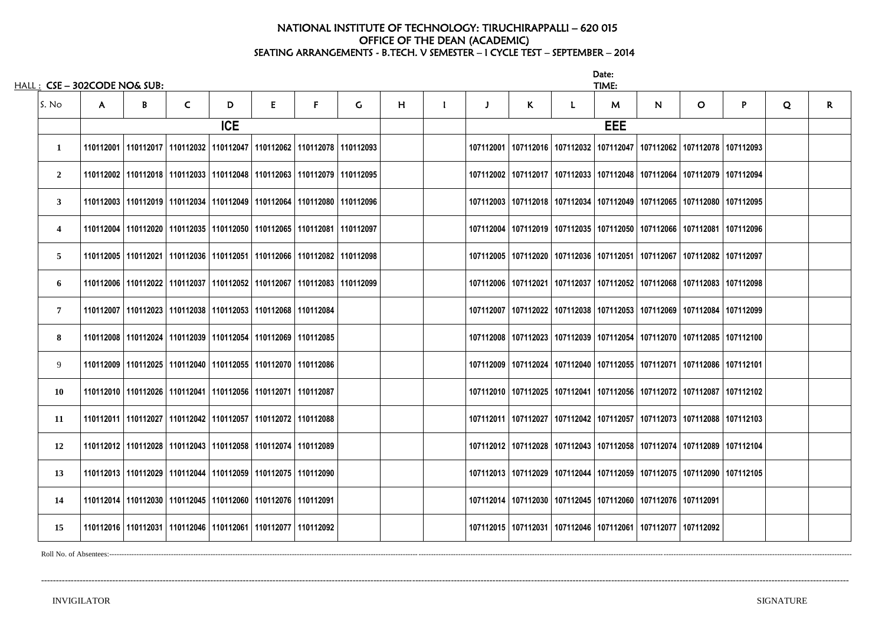# NATIONAL INSTITUTE OF TECHNOLOGY: TIRUCHIRAPPALLI – 620 015
## OFFICE OF THE DEAN (ACADEMIC)
### SEATING ARRANGEMENTS - B.TECH. V SEMESTER – I CYCLE TEST – SEPTEMBER – 2014

HALL : **CSE – 302CODE NO& SUB:**

Date:
TIME:

| S. No | A | B | C | D | E | F | G | H | I | J | K | L | M | N | O | P | Q | R |
|---|---|---|---|---|---|---|---|---|---|---|---|---|---|---|---|---|---|---|
| | | | | ICE | | | | | | | | | EEE | | | | | |
| 1 | 110112001 | 110112017 | 110112032 | 110112047 | 110112062 | 110112078 | 110112093 | | | 107112001 | 107112016 | 107112032 | 107112047 | 107112062 | 107112078 | 107112093 | | |
| 2 | 110112002 | 110112018 | 110112033 | 110112048 | 110112063 | 110112079 | 110112095 | | | 107112002 | 107112017 | 107112033 | 107112048 | 107112064 | 107112079 | 107112094 | | |
| 3 | 110112003 | 110112019 | 110112034 | 110112049 | 110112064 | 110112080 | 110112096 | | | 107112003 | 107112018 | 107112034 | 107112049 | 107112065 | 107112080 | 107112095 | | |
| 4 | 110112004 | 110112020 | 110112035 | 110112050 | 110112065 | 110112081 | 110112097 | | | 107112004 | 107112019 | 107112035 | 107112050 | 107112066 | 107112081 | 107112096 | | |
| 5 | 110112005 | 110112021 | 110112036 | 110112051 | 110112066 | 110112082 | 110112098 | | | 107112005 | 107112020 | 107112036 | 107112051 | 107112067 | 107112082 | 107112097 | | |
| 6 | 110112006 | 110112022 | 110112037 | 110112052 | 110112067 | 110112083 | 110112099 | | | 107112006 | 107112021 | 107112037 | 107112052 | 107112068 | 107112083 | 107112098 | | |
| 7 | 110112007 | 110112023 | 110112038 | 110112053 | 110112068 | 110112084 | | | | 107112007 | 107112022 | 107112038 | 107112053 | 107112069 | 107112084 | 107112099 | | |
| 8 | 110112008 | 110112024 | 110112039 | 110112054 | 110112069 | 110112085 | | | | 107112008 | 107112023 | 107112039 | 107112054 | 107112070 | 107112085 | 107112100 | | |
| 9 | 110112009 | 110112025 | 110112040 | 110112055 | 110112070 | 110112086 | | | | 107112009 | 107112024 | 107112040 | 107112055 | 107112071 | 107112086 | 107112101 | | |
| 10 | 110112010 | 110112026 | 110112041 | 110112056 | 110112071 | 110112087 | | | | 107112010 | 107112025 | 107112041 | 107112056 | 107112072 | 107112087 | 107112102 | | |
| 11 | 110112011 | 110112027 | 110112042 | 110112057 | 110112072 | 110112088 | | | | 107112011 | 107112027 | 107112042 | 107112057 | 107112073 | 107112088 | 107112103 | | |
| 12 | 110112012 | 110112028 | 110112043 | 110112058 | 110112074 | 110112089 | | | | 107112012 | 107112028 | 107112043 | 107112058 | 107112074 | 107112089 | 107112104 | | |
| 13 | 110112013 | 110112029 | 110112044 | 110112059 | 110112075 | 110112090 | | | | 107112013 | 107112029 | 107112044 | 107112059 | 107112075 | 107112090 | 107112105 | | |
| 14 | 110112014 | 110112030 | 110112045 | 110112060 | 110112076 | 110112091 | | | | 107112014 | 107112030 | 107112045 | 107112060 | 107112076 | 107112091 | | | |
| 15 | 110112016 | 110112031 | 110112046 | 110112061 | 110112077 | 110112092 | | | | 107112015 | 107112031 | 107112046 | 107112061 | 107112077 | 107112092 | | | |

Roll No. of Absentees:------------------------------------------------------------------------------------------------------------------------------------------

------------------------------------------------------------------------------------------------------------------------------------------

INVIGILATOR SIGNATURE